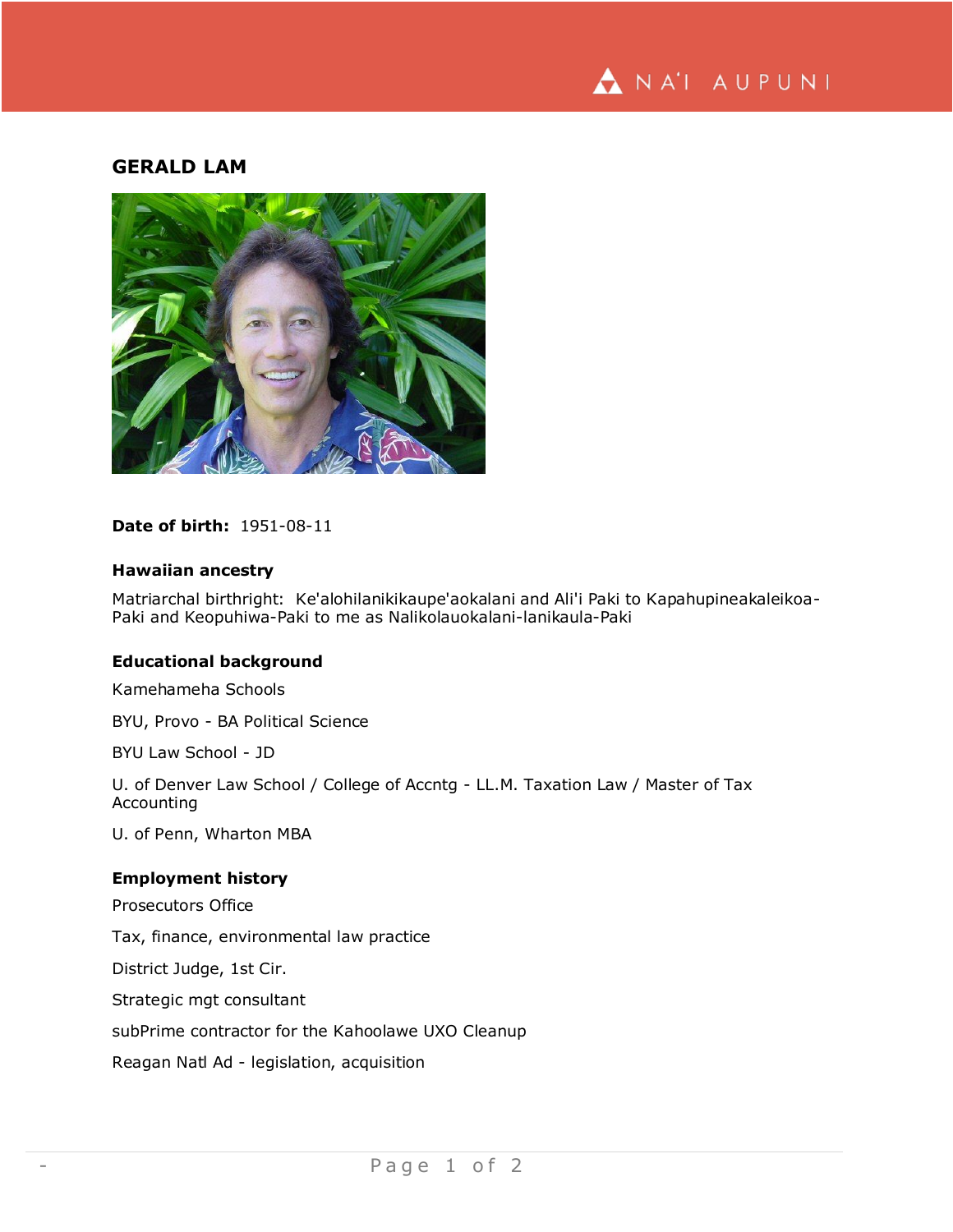# GERALD LAM

**Date of birth:** 1951-08-11

### Hawaiian ancestry

Matriarchal birthright: Ke'alohilanikikaupe'aokalani and Ali'i Paki to Kapahupineakaleikoa-Paki and Keopuhiwa-Paki to me as Nalikolauokalani-lanikaula-Paki

### Educational background

Kamehameha Schools

BYU, Provo - BA Political Science

BYU Law School - JD

U. of Denver Law School / College of Accntg - LL.M. Taxation Law / Master of Tax Accounting

U. of Penn, Wharton MBA

### Employment history

Prosecutors Office

Tax, finance, environmental law practice

District Judge, 1st Cir.

Strategic mgt consultant

subPrime contractor for the Kahoolawe UXO Cleanup

Reagan Natl Ad - legislation, acquisition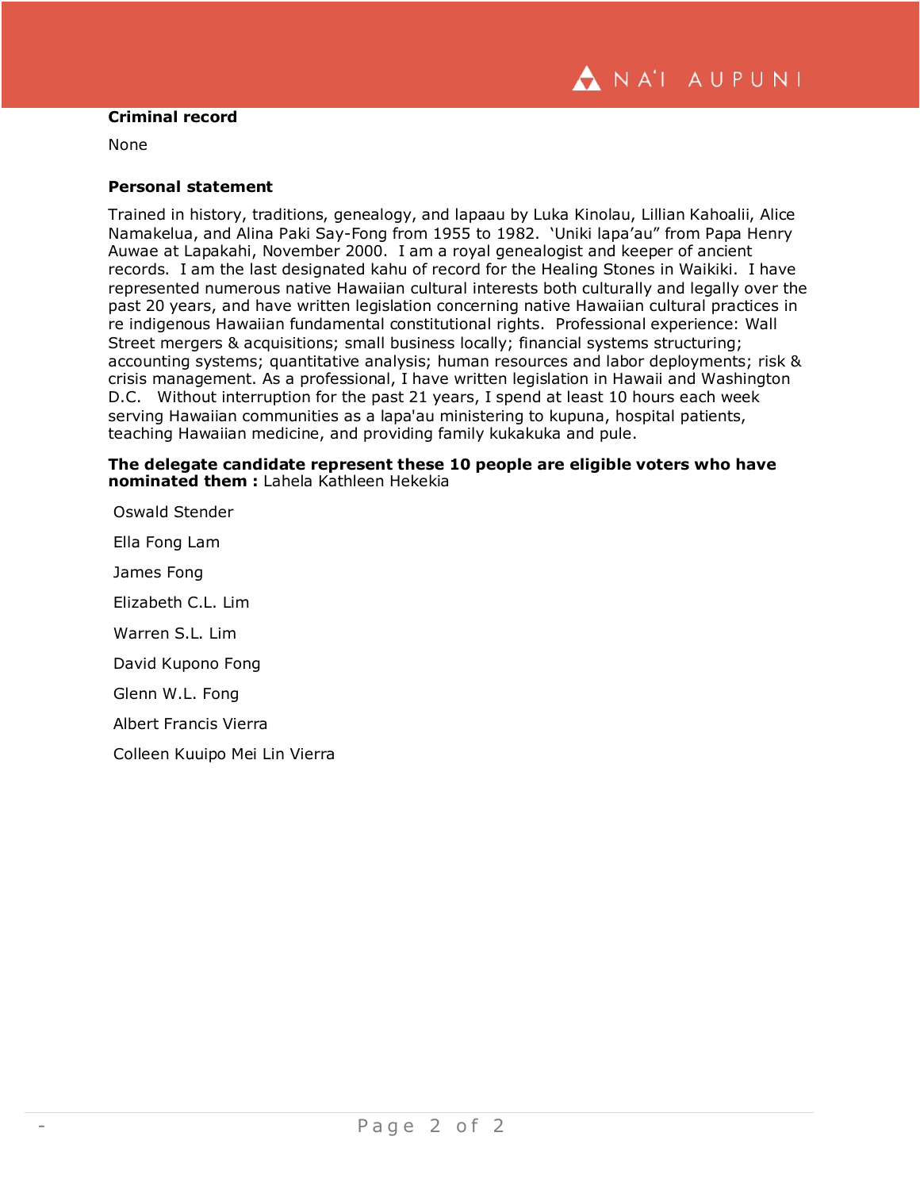**Criminal record**

None

**Personal statement**

Trained in history, traditions, genealogy, and lapaau by Luka Kinolau, Lillian Kahoalii, Alice Namakelua, and Alina Paki Say-Fong from 1955 to 1982. 'Uniki lapa'au" from Papa Henry Auwae at Lapakahi, November 2000. I am a royal genealogist and keeper of ancient records. I am the last designated kahu of record for the Healing Stones in Waikiki. I have represented numerous native Hawaiian cultural interests both culturally and legally over the past 20 years, and have written legislation concerning native Hawaiian cultural practices in re indigenous Hawaiian fundamental constitutional rights. Professional experience: Wall Street mergers & acquisitions; small business locally; financial systems structuring; accounting systems; quantitative analysis; human resources and labor deployments; risk & crisis management. As a professional, I have written legislation in Hawaii and Washington D.C. Without interruption for the past 21 years, I spend at least 10 hours each week serving Hawaiian communities as a lapa'au ministering to kupuna, hospital patients, teaching Hawaiian medicine, and providing family kukakuka and pule.

**The delegate candidate represent these 10 people are eligible voters who have nominated them :** Lahela Kathleen Hekekia

Oswald Stender

Ella Fong Lam

James Fong

Elizabeth C.L. Lim

Warren S.L. Lim

David Kupono Fong

Glenn W.L. Fong

Albert Francis Vierra

Colleen Kuuipo Mei Lin Vierra